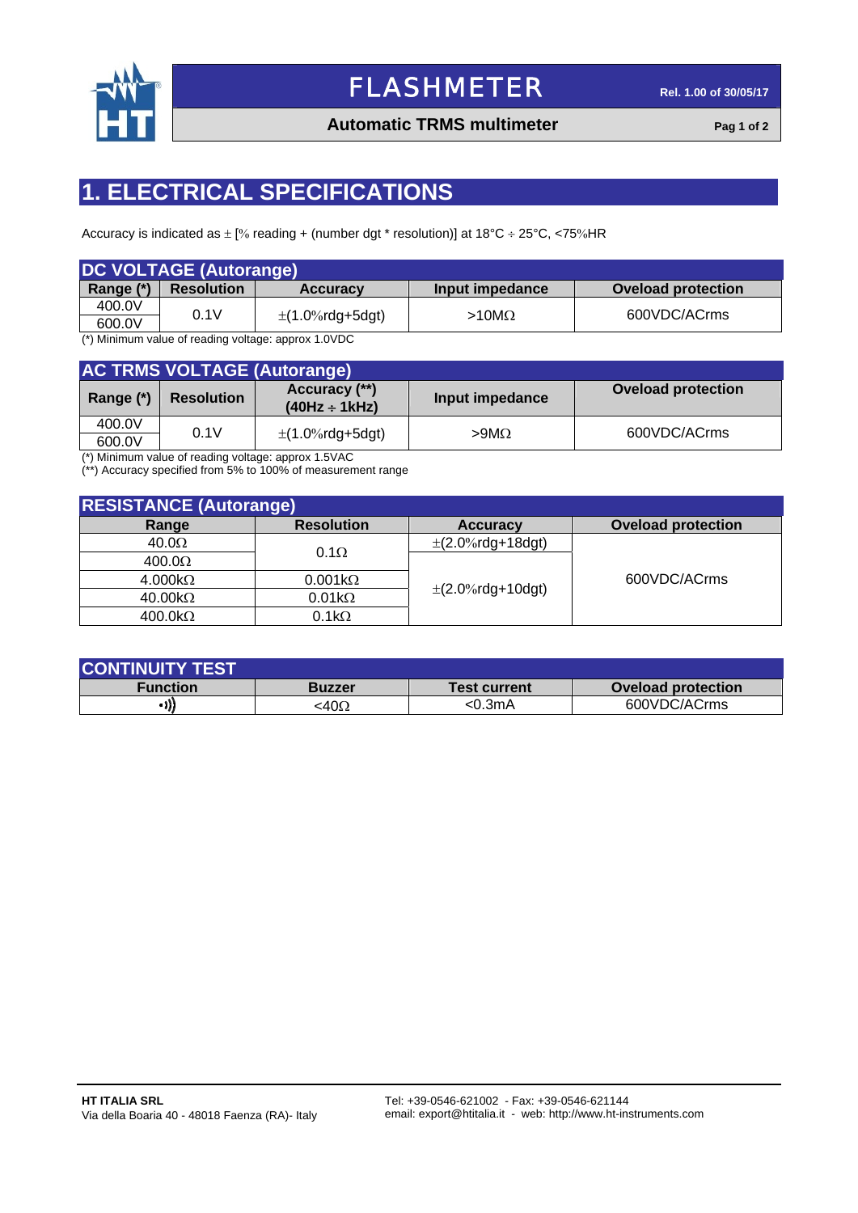# 1. ELECTRICAL SPECIFICATIONS

Accuracy is indicated as ± [% reading + (number dgt * resolution)] at 18°C ÷ 25°C, <75%HR

**DC VOLTAGE (Autorange)**

| Range (*) | Resolution | Accuracy | Input impedance | Oveload protection |
|---|---|---|---|---|
| 400.0V | 0.1V | ±(1.0%rdg+5dgt) | >10MΩ | 600VDC/ACrms |
| 600.0V | | | | |

(*) Minimum value of reading voltage: approx 1.0VDC

**AC TRMS VOLTAGE (Autorange)**

| Range (*) | Resolution | Accuracy (**) (40Hz ÷ 1kHz) | Input impedance | Oveload protection |
|---|---|---|---|---|
| 400.0V | 0.1V | ±(1.0%rdg+5dgt) | >9MΩ | 600VDC/ACrms |
| 600.0V | | | | |

(*) Minimum value of reading voltage: approx 1.5VAC
(**) Accuracy specified from 5% to 100% of measurement range

**RESISTANCE (Autorange)**

| Range | Resolution | Accuracy | Oveload protection |
|---|---|---|---|
| 40.0Ω | 0.1Ω | ±(2.0%rdg+18dgt) | 600VDC/ACrms |
| 400.0Ω | | ±(2.0%rdg+10dgt) | |
| 4.000kΩ | 0.001kΩ | | |
| 40.00kΩ | 0.01kΩ | | |
| 400.0kΩ | 0.1kΩ | | |

**CONTINUITY TEST**

| Function | Buzzer | Test current | Oveload protection |
|---|---|---|---|
| •))) | <40Ω | <0.3mA | 600VDC/ACrms |

**HT ITALIA SRL**
Via della Boaria 40 - 48018 Faenza (RA)- Italy

Tel: +39-0546-621002 - Fax: +39-0546-621144
email: export@htitalia.it - web: http://www.ht-instruments.com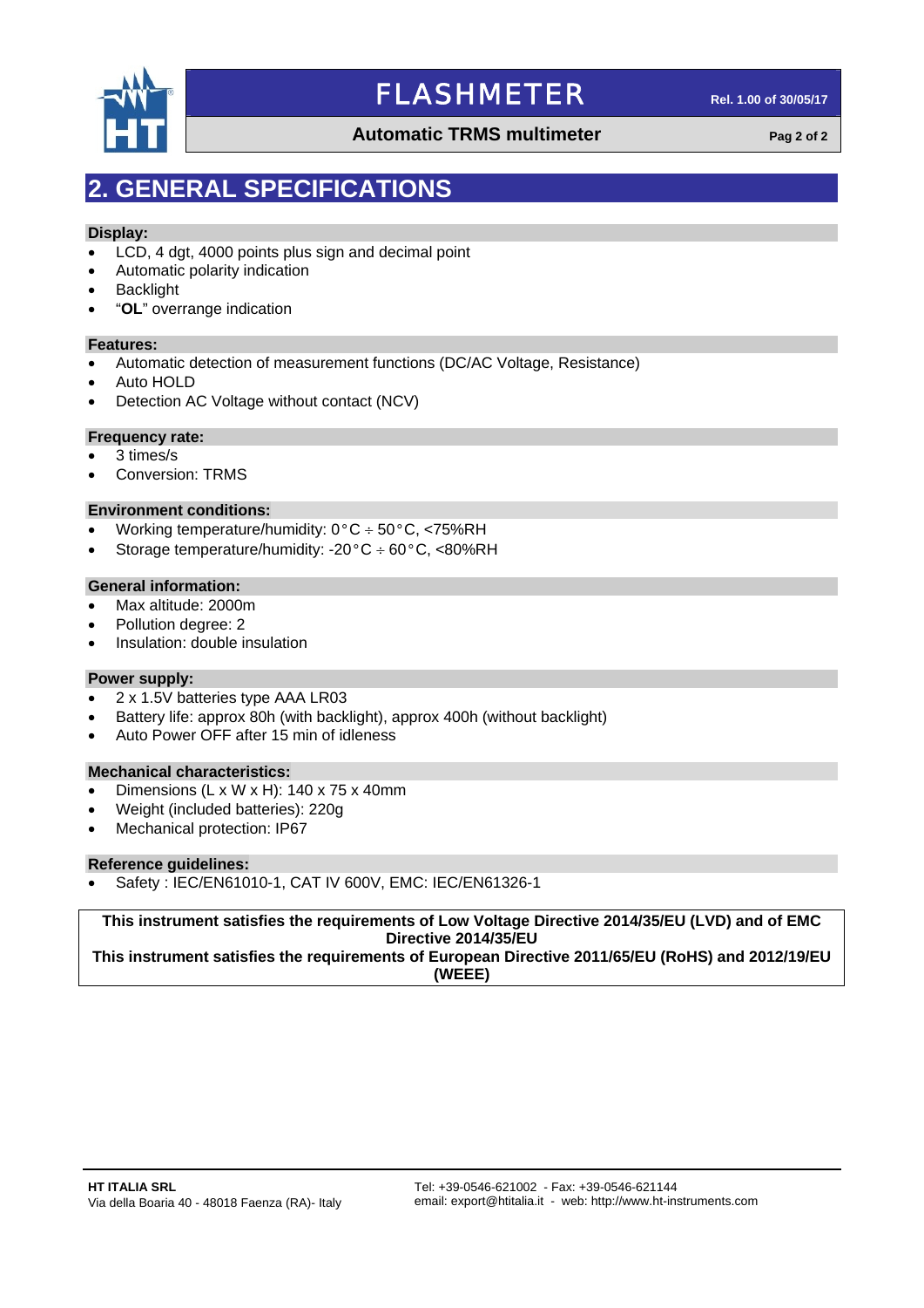## 2. GENERAL SPECIFICATIONS

**Display:**

- LCD, 4 dgt, 4000 points plus sign and decimal point
- Automatic polarity indication
- Backlight
- "**OL**" overrange indication

**Features:**

- Automatic detection of measurement functions (DC/AC Voltage, Resistance)
- Auto HOLD
- Detection AC Voltage without contact (NCV)

**Frequency rate:**

- 3 times/s
- Conversion: TRMS

**Environment conditions:**

- Working temperature/humidity: 0°C ÷ 50°C, <75%RH
- Storage temperature/humidity: -20°C ÷ 60°C, <80%RH

**General information:**

- Max altitude: 2000m
- Pollution degree: 2
- Insulation: double insulation

**Power supply:**

- 2 x 1.5V batteries type AAA LR03
- Battery life: approx 80h (with backlight), approx 400h (without backlight)
- Auto Power OFF after 15 min of idleness

**Mechanical characteristics:**

- Dimensions (L x W x H): 140 x 75 x 40mm
- Weight (included batteries): 220g
- Mechanical protection: IP67

**Reference guidelines:**

- Safety : IEC/EN61010-1, CAT IV 600V, EMC: IEC/EN61326-1

**This instrument satisfies the requirements of Low Voltage Directive 2014/35/EU (LVD) and of EMC Directive 2014/35/EU**
**This instrument satisfies the requirements of European Directive 2011/65/EU (RoHS) and 2012/19/EU (WEEE)**